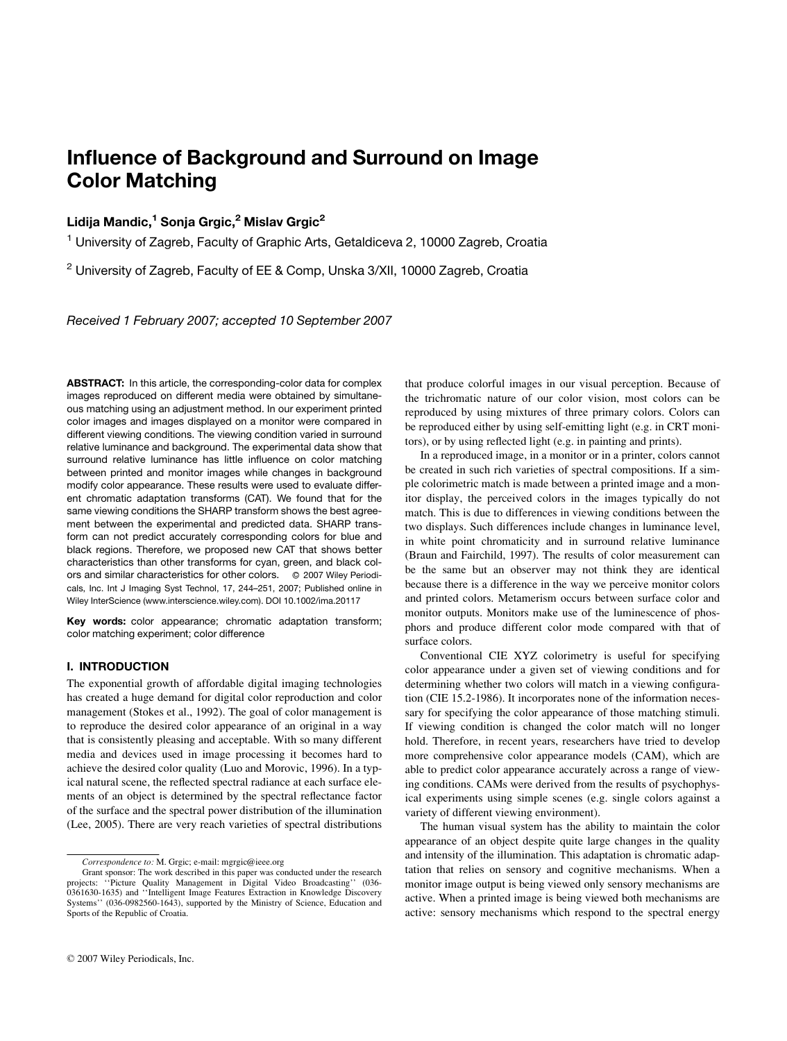# Influence of Background and Surround on Image Color Matching

**Lidija Mandic,[1] Sonja Grgic,[2] Mislav Grgic[2]**

[1] University of Zagreb, Faculty of Graphic Arts, Getaldiceva 2, 10000 Zagreb, Croatia

[2] University of Zagreb, Faculty of EE & Comp, Unska 3/XII, 10000 Zagreb, Croatia

*Received 1 February 2007; accepted 10 September 2007*

**ABSTRACT:** In this article, the corresponding-color data for complex images reproduced on different media were obtained by simultaneous matching using an adjustment method. In our experiment printed color images and images displayed on a monitor were compared in different viewing conditions. The viewing condition varied in surround relative luminance and background. The experimental data show that surround relative luminance has little influence on color matching between printed and monitor images while changes in background modify color appearance. These results were used to evaluate different chromatic adaptation transforms (CAT). We found that for the same viewing conditions the SHARP transform shows the best agreement between the experimental and predicted data. SHARP transform can not predict accurately corresponding colors for blue and black regions. Therefore, we proposed new CAT that shows better characteristics than other transforms for cyan, green, and black colors and similar characteristics for other colors. © 2007 Wiley Periodicals, Inc. Int J Imaging Syst Technol, 17, 244–251, 2007; Published online in Wiley InterScience (www.interscience.wiley.com). DOI 10.1002/ima.20117

**Key words:** color appearance; chromatic adaptation transform; color matching experiment; color difference

## I. INTRODUCTION

The exponential growth of affordable digital imaging technologies has created a huge demand for digital color reproduction and color management (Stokes et al., 1992). The goal of color management is to reproduce the desired color appearance of an original in a way that is consistently pleasing and acceptable. With so many different media and devices used in image processing it becomes hard to achieve the desired color quality (Luo and Morovic, 1996). In a typical natural scene, the reflected spectral radiance at each surface elements of an object is determined by the spectral reflectance factor of the surface and the spectral power distribution of the illumination (Lee, 2005). There are very reach varieties of spectral distributions that produce colorful images in our visual perception. Because of the trichromatic nature of our color vision, most colors can be reproduced by using mixtures of three primary colors. Colors can be reproduced either by using self-emitting light (e.g. in CRT monitors), or by using reflected light (e.g. in painting and prints).

In a reproduced image, in a monitor or in a printer, colors cannot be created in such rich varieties of spectral compositions. If a simple colorimetric match is made between a printed image and a monitor display, the perceived colors in the images typically do not match. This is due to differences in viewing conditions between the two displays. Such differences include changes in luminance level, in white point chromaticity and in surround relative luminance (Braun and Fairchild, 1997). The results of color measurement can be the same but an observer may not think they are identical because there is a difference in the way we perceive monitor colors and printed colors. Metamerism occurs between surface color and monitor outputs. Monitors make use of the luminescence of phosphors and produce different color mode compared with that of surface colors.

Conventional CIE XYZ colorimetry is useful for specifying color appearance under a given set of viewing conditions and for determining whether two colors will match in a viewing configuration (CIE 15.2-1986). It incorporates none of the information necessary for specifying the color appearance of those matching stimuli. If viewing condition is changed the color match will no longer hold. Therefore, in recent years, researchers have tried to develop more comprehensive color appearance models (CAM), which are able to predict color appearance accurately across a range of viewing conditions. CAMs were derived from the results of psychophysical experiments using simple scenes (e.g. single colors against a variety of different viewing environment).

The human visual system has the ability to maintain the color appearance of an object despite quite large changes in the quality and intensity of the illumination. This adaptation is chromatic adaptation that relies on sensory and cognitive mechanisms. When a monitor image output is being viewed only sensory mechanisms are active. When a printed image is being viewed both mechanisms are active: sensory mechanisms which respond to the spectral energy

---

*Correspondence to:* M. Grgic; e-mail: mgrgic@ieee.org

Grant sponsor: The work described in this paper was conducted under the research projects: ''Picture Quality Management in Digital Video Broadcasting'' (036-0361630-1635) and ''Intelligent Image Features Extraction in Knowledge Discovery Systems'' (036-0982560-1643), supported by the Ministry of Science, Education and Sports of the Republic of Croatia.

© 2007 Wiley Periodicals, Inc.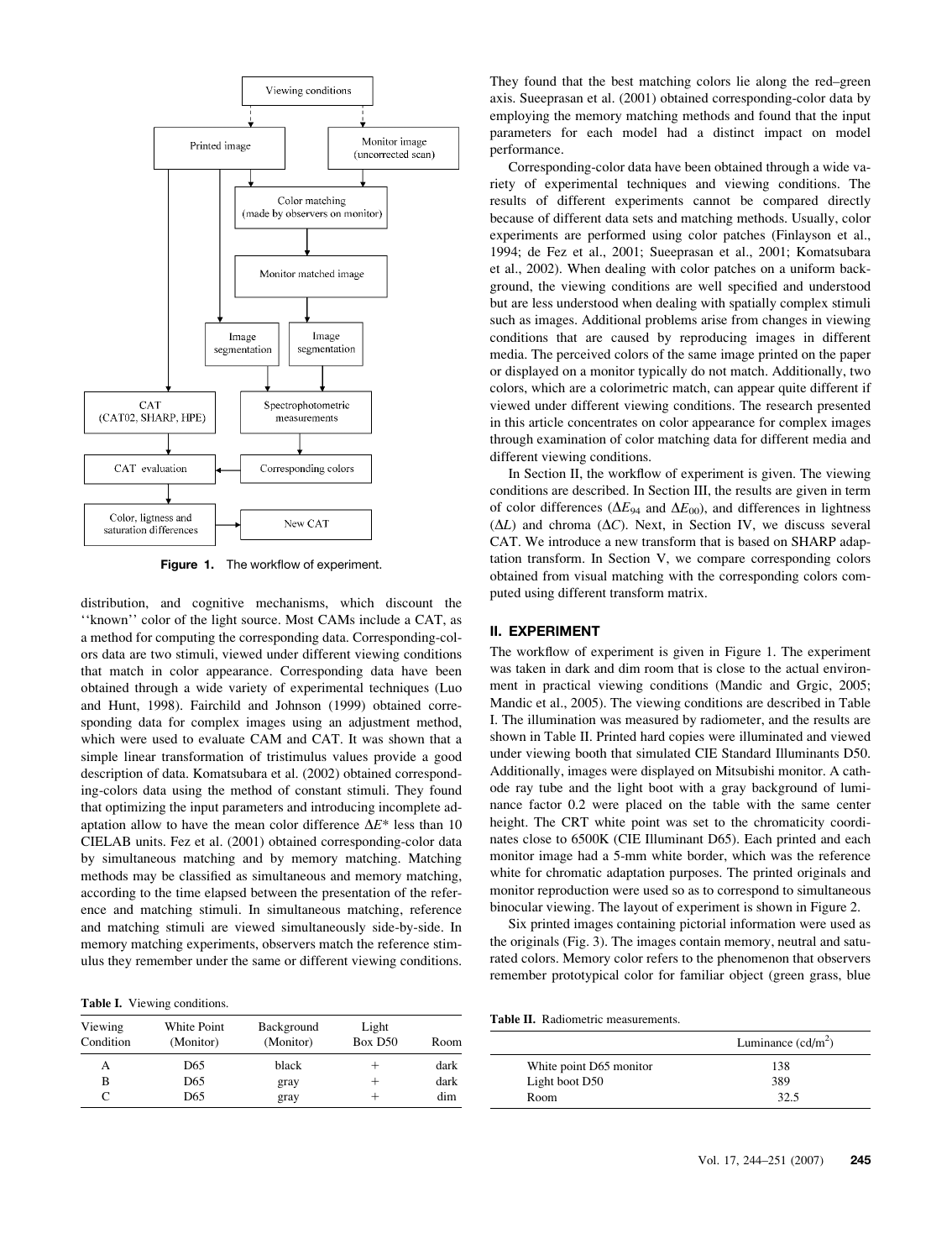Figure 1. The workflow of experiment.

distribution, and cognitive mechanisms, which discount the ''known'' color of the light source. Most CAMs include a CAT, as a method for computing the corresponding data. Corresponding-colors data are two stimuli, viewed under different viewing conditions that match in color appearance. Corresponding data have been obtained through a wide variety of experimental techniques (Luo and Hunt, 1998). Fairchild and Johnson (1999) obtained corresponding data for complex images using an adjustment method, which were used to evaluate CAM and CAT. It was shown that a simple linear transformation of tristimulus values provide a good description of data. Komatsubara et al. (2002) obtained corresponding-colors data using the method of constant stimuli. They found that optimizing the input parameters and introducing incomplete adaptation allow to have the mean color difference $\Delta E^*$ less than 10 CIELAB units. Fez et al. (2001) obtained corresponding-color data by simultaneous matching and by memory matching. Matching methods may be classified as simultaneous and memory matching, according to the time elapsed between the presentation of the reference and matching stimuli. In simultaneous matching, reference and matching stimuli are viewed simultaneously side-by-side. In memory matching experiments, observers match the reference stimulus they remember under the same or different viewing conditions.

**Table I.** Viewing conditions.

| Viewing Condition | White Point (Monitor) | Background (Monitor) | Light Box D50 | Room |
|---|---|---|---|---|
| A | D65 | black | + | dark |
| B | D65 | gray | + | dark |
| C | D65 | gray | + | dim |

They found that the best matching colors lie along the red–green axis. Sueeprasan et al. (2001) obtained corresponding-color data by employing the memory matching methods and found that the input parameters for each model had a distinct impact on model performance.

Corresponding-color data have been obtained through a wide variety of experimental techniques and viewing conditions. The results of different experiments cannot be compared directly because of different data sets and matching methods. Usually, color experiments are performed using color patches (Finlayson et al., 1994; de Fez et al., 2001; Sueeprasan et al., 2001; Komatsubara et al., 2002). When dealing with color patches on a uniform background, the viewing conditions are well specified and understood but are less understood when dealing with spatially complex stimuli such as images. Additional problems arise from changes in viewing conditions that are caused by reproducing images in different media. The perceived colors of the same image printed on the paper or displayed on a monitor typically do not match. Additionally, two colors, which are a colorimetric match, can appear quite different if viewed under different viewing conditions. The research presented in this article concentrates on color appearance for complex images through examination of color matching data for different media and different viewing conditions.

In Section II, the workflow of experiment is given. The viewing conditions are described. In Section III, the results are given in term of color differences ($\Delta E_{94}$ and $\Delta E_{00}$), and differences in lightness ($\Delta L$) and chroma ($\Delta C$). Next, in Section IV, we discuss several CAT. We introduce a new transform that is based on SHARP adaptation transform. In Section V, we compare corresponding colors obtained from visual matching with the corresponding colors computed using different transform matrix.

## II. EXPERIMENT

The workflow of experiment is given in Figure 1. The experiment was taken in dark and dim room that is close to the actual environment in practical viewing conditions (Mandic and Grgic, 2005; Mandic et al., 2005). The viewing conditions are described in Table I. The illumination was measured by radiometer, and the results are shown in Table II. Printed hard copies were illuminated and viewed under viewing booth that simulated CIE Standard Illuminants D50. Additionally, images were displayed on Mitsubishi monitor. A cathode ray tube and the light boot with a gray background of luminance factor 0.2 were placed on the table with the same center height. The CRT white point was set to the chromaticity coordinates close to 6500K (CIE Illuminant D65). Each printed and each monitor image had a 5-mm white border, which was the reference white for chromatic adaptation purposes. The printed originals and monitor reproduction were used so as to correspond to simultaneous binocular viewing. The layout of experiment is shown in Figure 2.

Six printed images containing pictorial information were used as the originals (Fig. 3). The images contain memory, neutral and saturated colors. Memory color refers to the phenomenon that observers remember prototypical color for familiar object (green grass, blue

**Table II.** Radiometric measurements.

| | Luminance (cd/m$^2$) |
|---|---|
| White point D65 monitor | 138 |
| Light boot D50 | 389 |
| Room | 32.5 |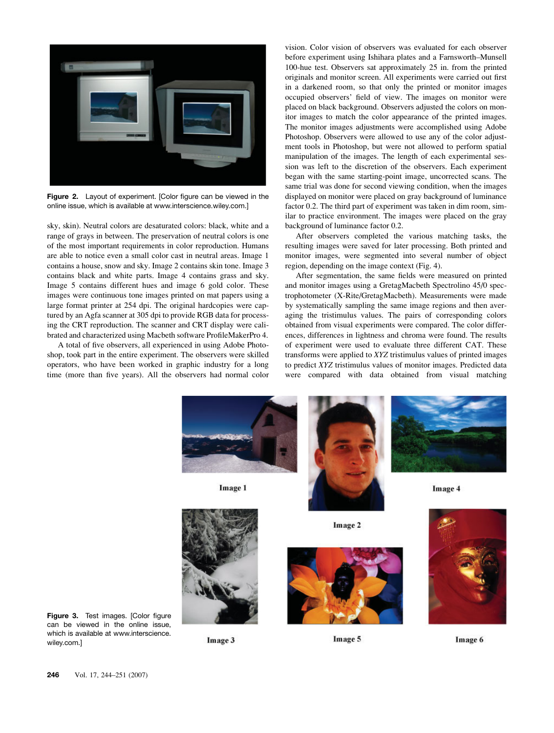Figure 2. Layout of experiment. [Color figure can be viewed in the online issue, which is available at www.interscience.wiley.com.]

sky, skin). Neutral colors are desaturated colors: black, white and a range of grays in between. The preservation of neutral colors is one of the most important requirements in color reproduction. Humans are able to notice even a small color cast in neutral areas. Image 1 contains a house, snow and sky. Image 2 contains skin tone. Image 3 contains black and white parts. Image 4 contains grass and sky. Image 5 contains different hues and image 6 gold color. These images were continuous tone images printed on mat papers using a large format printer at 254 dpi. The original hardcopies were captured by an Agfa scanner at 305 dpi to provide RGB data for processing the CRT reproduction. The scanner and CRT display were calibrated and characterized using Macbeth software ProfileMakerPro 4.

A total of five observers, all experienced in using Adobe Photoshop, took part in the entire experiment. The observers were skilled operators, who have been worked in graphic industry for a long time (more than five years). All the observers had normal color vision. Color vision of observers was evaluated for each observer before experiment using Ishihara plates and a Farnsworth–Munsell 100-hue test. Observers sat approximately 25 in. from the printed originals and monitor screen. All experiments were carried out first in a darkened room, so that only the printed or monitor images occupied observers' field of view. The images on monitor were placed on black background. Observers adjusted the colors on monitor images to match the color appearance of the printed images. The monitor images adjustments were accomplished using Adobe Photoshop. Observers were allowed to use any of the color adjustment tools in Photoshop, but were not allowed to perform spatial manipulation of the images. The length of each experimental session was left to the discretion of the observers. Each experiment began with the same starting-point image, uncorrected scans. The same trial was done for second viewing condition, when the images displayed on monitor were placed on gray background of luminance factor 0.2. The third part of experiment was taken in dim room, similar to practice environment. The images were placed on the gray background of luminance factor 0.2.

After observers completed the various matching tasks, the resulting images were saved for later processing. Both printed and monitor images, were segmented into several number of object region, depending on the image context (Fig. 4).

After segmentation, the same fields were measured on printed and monitor images using a GretagMacbeth Spectrolino 45/0 spectrophotometer (X-Rite/GretagMacbeth). Measurements were made by systematically sampling the same image regions and then averaging the tristimulus values. The pairs of corresponding colors obtained from visual experiments were compared. The color differences, differences in lightness and chroma were found. The results of experiment were used to evaluate three different CAT. These transforms were applied to $XYZ$ tristimulus values of printed images to predict $XYZ$ tristimulus values of monitor images. Predicted data were compared with data obtained from visual matching

Image 1

Image 2

Image 3

Image 4

Image 5

Image 6

Figure 3. Test images. [Color figure can be viewed in the online issue, which is available at www.interscience.wiley.com.]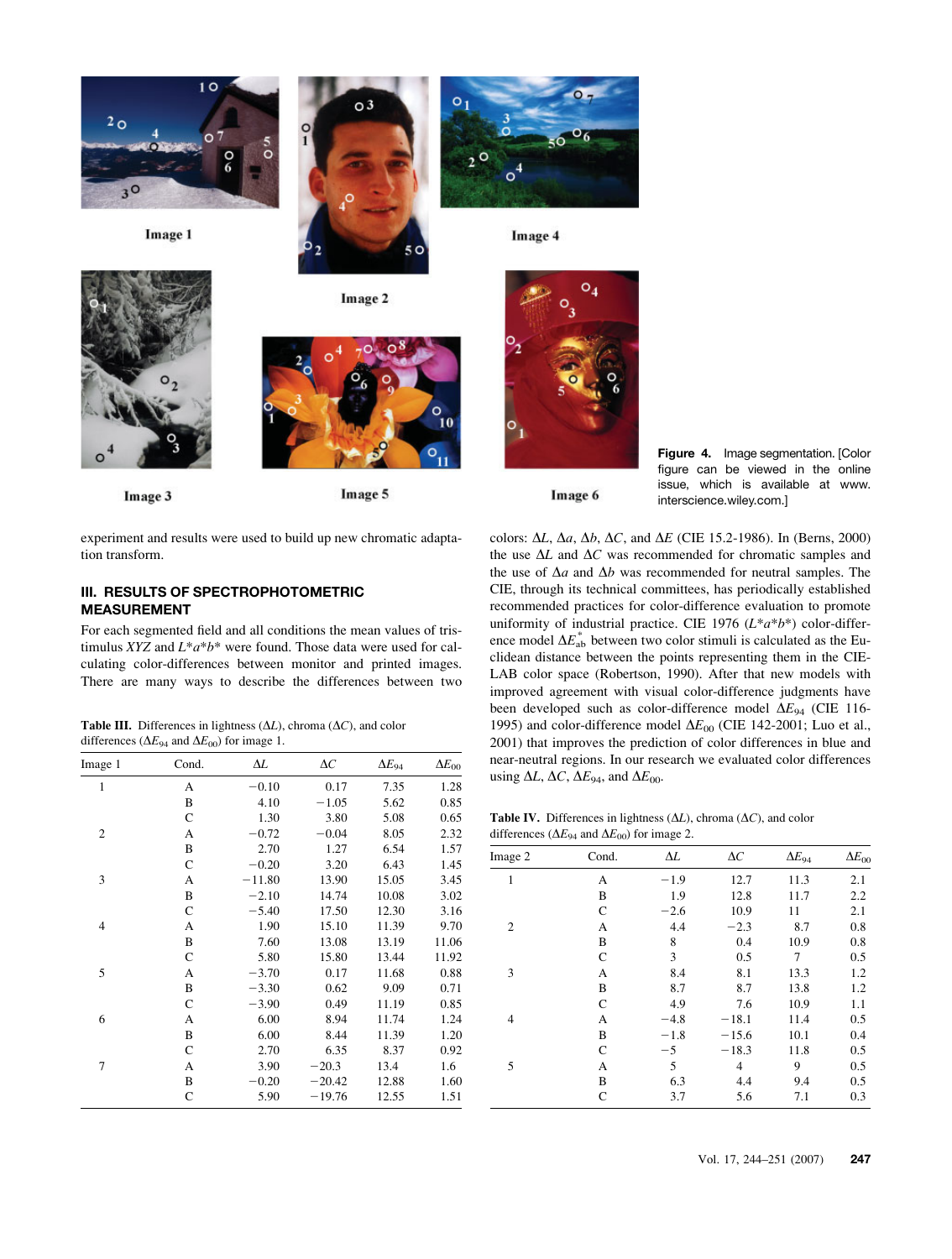Image 1

Image 2

Image 4

Image 3

Image 5

Image 6

**Figure 4.** Image segmentation. [Color figure can be viewed in the online issue, which is available at www.interscience.wiley.com.]

experiment and results were used to build up new chromatic adaptation transform.

## III. RESULTS OF SPECTROPHOTOMETRIC MEASUREMENT

For each segmented field and all conditions the mean values of tristimulus $XYZ$ and $L^*a^*b^*$ were found. Those data were used for calculating color-differences between monitor and printed images. There are many ways to describe the differences between two colors: $\Delta L$, $\Delta a$, $\Delta b$, $\Delta C$, and $\Delta E$ (CIE 15.2-1986). In (Berns, 2000) the use $\Delta L$ and $\Delta C$ was recommended for chromatic samples and the use of $\Delta a$ and $\Delta b$ was recommended for neutral samples. The CIE, through its technical committees, has periodically established recommended practices for color-difference evaluation to promote uniformity of industrial practice. CIE 1976 ($L^*a^*b^*$) color-difference model $\Delta E^*_{ab}$ between two color stimuli is calculated as the Euclidean distance between the points representing them in the CIELAB color space (Robertson, 1990). After that new models with improved agreement with visual color-difference judgments have been developed such as color-difference model $\Delta E_{94}$ (CIE 116-1995) and color-difference model $\Delta E_{00}$ (CIE 142-2001; Luo et al., 2001) that improves the prediction of color differences in blue and near-neutral regions. In our research we evaluated color differences using $\Delta L$, $\Delta C$, $\Delta E_{94}$, and $\Delta E_{00}$.

**Table III.** Differences in lightness ($\Delta L$), chroma ($\Delta C$), and color differences ($\Delta E_{94}$ and $\Delta E_{00}$) for image 1.

| Image 1 | Cond. | $\Delta L$ | $\Delta C$ | $\Delta E_{94}$ | $\Delta E_{00}$ |
|---|---|---|---|---|---|
| 1 | A | −0.10 | 0.17 | 7.35 | 1.28 |
| | B | 4.10 | −1.05 | 5.62 | 0.85 |
| | C | 1.30 | 3.80 | 5.08 | 0.65 |
| 2 | A | −0.72 | −0.04 | 8.05 | 2.32 |
| | B | 2.70 | 1.27 | 6.54 | 1.57 |
| | C | −0.20 | 3.20 | 6.43 | 1.45 |
| 3 | A | −11.80 | 13.90 | 15.05 | 3.45 |
| | B | −2.10 | 14.74 | 10.08 | 3.02 |
| | C | −5.40 | 17.50 | 12.30 | 3.16 |
| 4 | A | 1.90 | 15.10 | 11.39 | 9.70 |
| | B | 7.60 | 13.08 | 13.19 | 11.06 |
| | C | 5.80 | 15.80 | 13.44 | 11.92 |
| 5 | A | −3.70 | 0.17 | 11.68 | 0.88 |
| | B | −3.30 | 0.62 | 9.09 | 0.71 |
| | C | −3.90 | 0.49 | 11.19 | 0.85 |
| 6 | A | 6.00 | 8.94 | 11.74 | 1.24 |
| | B | 6.00 | 8.44 | 11.39 | 1.20 |
| | C | 2.70 | 6.35 | 8.37 | 0.92 |
| 7 | A | 3.90 | −20.3 | 13.4 | 1.6 |
| | B | −0.20 | −20.42 | 12.88 | 1.60 |
| | C | 5.90 | −19.76 | 12.55 | 1.51 |

**Table IV.** Differences in lightness ($\Delta L$), chroma ($\Delta C$), and color differences ($\Delta E_{94}$ and $\Delta E_{00}$) for image 2.

| Image 2 | Cond. | $\Delta L$ | $\Delta C$ | $\Delta E_{94}$ | $\Delta E_{00}$ |
|---|---|---|---|---|---|
| 1 | A | −1.9 | 12.7 | 11.3 | 2.1 |
| | B | 1.9 | 12.8 | 11.7 | 2.2 |
| | C | −2.6 | 10.9 | 11 | 2.1 |
| 2 | A | 4.4 | −2.3 | 8.7 | 0.8 |
| | B | 8 | 0.4 | 10.9 | 0.8 |
| | C | 3 | 0.5 | 7 | 0.5 |
| 3 | A | 8.4 | 8.1 | 13.3 | 1.2 |
| | B | 8.7 | 8.7 | 13.8 | 1.2 |
| | C | 4.9 | 7.6 | 10.9 | 1.1 |
| 4 | A | −4.8 | −18.1 | 11.4 | 0.5 |
| | B | −1.8 | −15.6 | 10.1 | 0.4 |
| | C | −5 | −18.3 | 11.8 | 0.5 |
| 5 | A | 5 | 4 | 9 | 0.5 |
| | B | 6.3 | 4.4 | 9.4 | 0.5 |
| | C | 3.7 | 5.6 | 7.1 | 0.3 |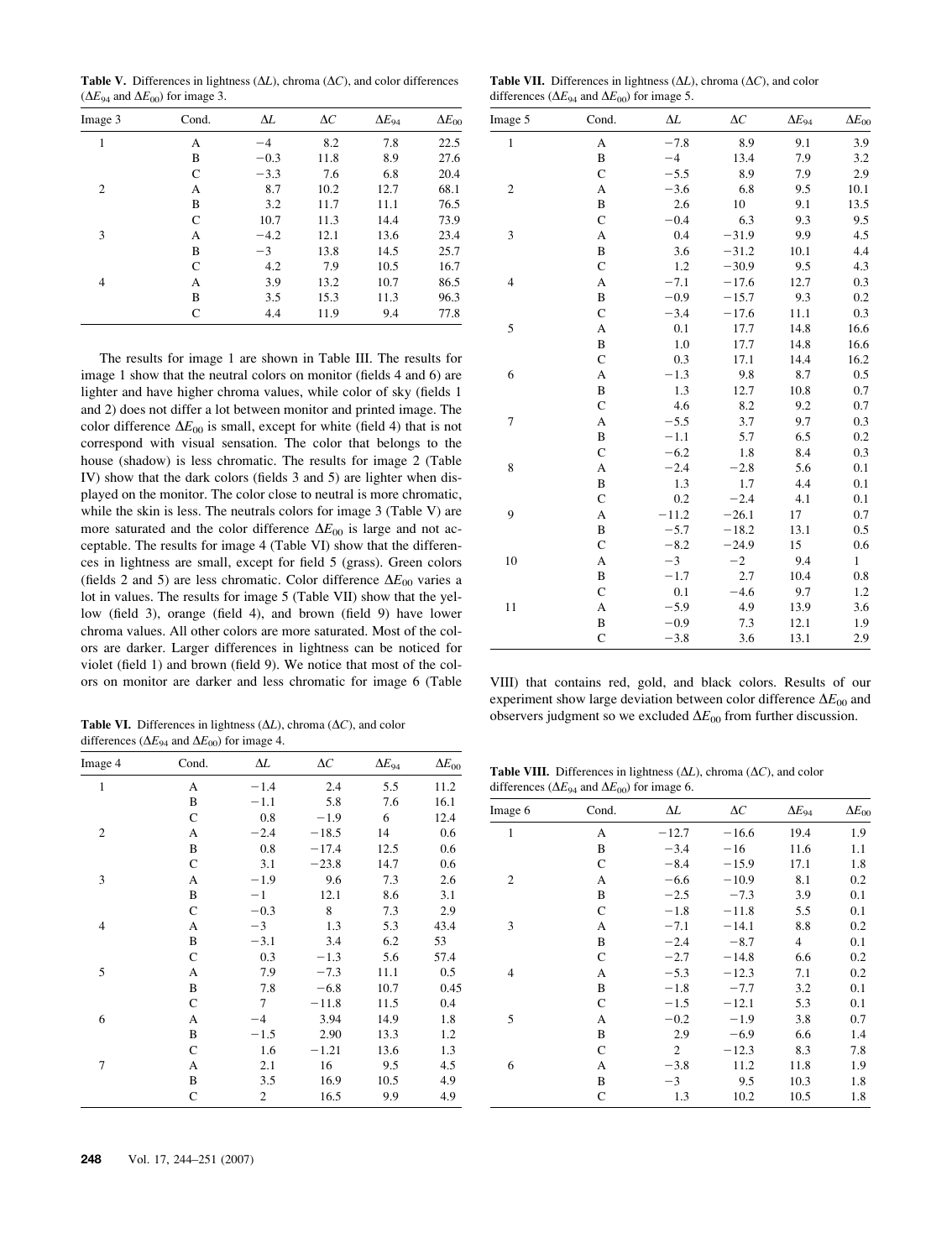**Table V.** Differences in lightness ($\Delta L$), chroma ($\Delta C$), and color differences ($\Delta E_{94}$ and $\Delta E_{00}$) for image 3.

| Image 3 | Cond. | $\Delta L$ | $\Delta C$ | $\Delta E_{94}$ | $\Delta E_{00}$ |
|---|---|---|---|---|---|
| 1 | A | −4 | 8.2 | 7.8 | 22.5 |
| | B | −0.3 | 11.8 | 8.9 | 27.6 |
| | C | −3.3 | 7.6 | 6.8 | 20.4 |
| 2 | A | 8.7 | 10.2 | 12.7 | 68.1 |
| | B | 3.2 | 11.7 | 11.1 | 76.5 |
| | C | 10.7 | 11.3 | 14.4 | 73.9 |
| 3 | A | −4.2 | 12.1 | 13.6 | 23.4 |
| | B | −3 | 13.8 | 14.5 | 25.7 |
| | C | 4.2 | 7.9 | 10.5 | 16.7 |
| 4 | A | 3.9 | 13.2 | 10.7 | 86.5 |
| | B | 3.5 | 15.3 | 11.3 | 96.3 |
| | C | 4.4 | 11.9 | 9.4 | 77.8 |

The results for image 1 are shown in Table III. The results for image 1 show that the neutral colors on monitor (fields 4 and 6) are lighter and have higher chroma values, while color of sky (fields 1 and 2) does not differ a lot between monitor and printed image. The color difference $\Delta E_{00}$ is small, except for white (field 4) that is not correspond with visual sensation. The color that belongs to the house (shadow) is less chromatic. The results for image 2 (Table IV) show that the dark colors (fields 3 and 5) are lighter when displayed on the monitor. The color close to neutral is more chromatic, while the skin is less. The neutrals colors for image 3 (Table V) are more saturated and the color difference $\Delta E_{00}$ is large and not acceptable. The results for image 4 (Table VI) show that the differences in lightness are small, except for field 5 (grass). Green colors (fields 2 and 5) are less chromatic. Color difference $\Delta E_{00}$ varies a lot in values. The results for image 5 (Table VII) show that the yellow (field 3), orange (field 4), and brown (field 9) have lower chroma values. All other colors are more saturated. Most of the colors are darker. Larger differences in lightness can be noticed for violet (field 1) and brown (field 9). We notice that most of the colors on monitor are darker and less chromatic for image 6 (Table VIII) that contains red, gold, and black colors. Results of our experiment show large deviation between color difference $\Delta E_{00}$ and observers judgment so we excluded $\Delta E_{00}$ from further discussion.

**Table VI.** Differences in lightness ($\Delta L$), chroma ($\Delta C$), and color differences ($\Delta E_{94}$ and $\Delta E_{00}$) for image 4.

| Image 4 | Cond. | $\Delta L$ | $\Delta C$ | $\Delta E_{94}$ | $\Delta E_{00}$ |
|---|---|---|---|---|---|
| 1 | A | −1.4 | 2.4 | 5.5 | 11.2 |
| | B | −1.1 | 5.8 | 7.6 | 16.1 |
| | C | 0.8 | −1.9 | 6 | 12.4 |
| 2 | A | −2.4 | −18.5 | 14 | 0.6 |
| | B | 0.8 | −17.4 | 12.5 | 0.6 |
| | C | 3.1 | −23.8 | 14.7 | 0.6 |
| 3 | A | −1.9 | 9.6 | 7.3 | 2.6 |
| | B | −1 | 12.1 | 8.6 | 3.1 |
| | C | −0.3 | 8 | 7.3 | 2.9 |
| 4 | A | −3 | 1.3 | 5.3 | 43.4 |
| | B | −3.1 | 3.4 | 6.2 | 53 |
| | C | 0.3 | −1.3 | 5.6 | 57.4 |
| 5 | A | 7.9 | −7.3 | 11.1 | 0.5 |
| | B | 7.8 | −6.8 | 10.7 | 0.45 |
| | C | 7 | −11.8 | 11.5 | 0.4 |
| 6 | A | −4 | 3.94 | 14.9 | 1.8 |
| | B | −1.5 | 2.90 | 13.3 | 1.2 |
| | C | 1.6 | −1.21 | 13.6 | 1.3 |
| 7 | A | 2.1 | 16 | 9.5 | 4.5 |
| | B | 3.5 | 16.9 | 10.5 | 4.9 |
| | C | 2 | 16.5 | 9.9 | 4.9 |

**Table VII.** Differences in lightness ($\Delta L$), chroma ($\Delta C$), and color differences ($\Delta E_{94}$ and $\Delta E_{00}$) for image 5.

| Image 5 | Cond. | $\Delta L$ | $\Delta C$ | $\Delta E_{94}$ | $\Delta E_{00}$ |
|---|---|---|---|---|---|
| 1 | A | −7.8 | 8.9 | 9.1 | 3.9 |
| | B | −4 | 13.4 | 7.9 | 3.2 |
| | C | −5.5 | 8.9 | 7.9 | 2.9 |
| 2 | A | −3.6 | 6.8 | 9.5 | 10.1 |
| | B | 2.6 | 10 | 9.1 | 13.5 |
| | C | −0.4 | 6.3 | 9.3 | 9.5 |
| 3 | A | 0.4 | −31.9 | 9.9 | 4.5 |
| | B | 3.6 | −31.2 | 10.1 | 4.4 |
| | C | 1.2 | −30.9 | 9.5 | 4.3 |
| 4 | A | −7.1 | −17.6 | 12.7 | 0.3 |
| | B | −0.9 | −15.7 | 9.3 | 0.2 |
| | C | −3.4 | −17.6 | 11.1 | 0.3 |
| 5 | A | 0.1 | 17.7 | 14.8 | 16.6 |
| | B | 1.0 | 17.7 | 14.8 | 16.6 |
| | C | 0.3 | 17.1 | 14.4 | 16.2 |
| 6 | A | −1.3 | 9.8 | 8.7 | 0.5 |
| | B | 1.3 | 12.7 | 10.8 | 0.7 |
| | C | 4.6 | 8.2 | 9.2 | 0.7 |
| 7 | A | −5.5 | 3.7 | 9.7 | 0.3 |
| | B | −1.1 | 5.7 | 6.5 | 0.2 |
| | C | −6.2 | 1.8 | 8.4 | 0.3 |
| 8 | A | −2.4 | −2.8 | 5.6 | 0.1 |
| | B | 1.3 | 1.7 | 4.4 | 0.1 |
| | C | 0.2 | −2.4 | 4.1 | 0.1 |
| 9 | A | −11.2 | −26.1 | 17 | 0.7 |
| | B | −5.7 | −18.2 | 13.1 | 0.5 |
| | C | −8.2 | −24.9 | 15 | 0.6 |
| 10 | A | −3 | −2 | 9.4 | 1 |
| | B | −1.7 | 2.7 | 10.4 | 0.8 |
| | C | 0.1 | −4.6 | 9.7 | 1.2 |
| 11 | A | −5.9 | 4.9 | 13.9 | 3.6 |
| | B | −0.9 | 7.3 | 12.1 | 1.9 |
| | C | −3.8 | 3.6 | 13.1 | 2.9 |

**Table VIII.** Differences in lightness ($\Delta L$), chroma ($\Delta C$), and color differences ($\Delta E_{94}$ and $\Delta E_{00}$) for image 6.

| Image 6 | Cond. | $\Delta L$ | $\Delta C$ | $\Delta E_{94}$ | $\Delta E_{00}$ |
|---|---|---|---|---|---|
| 1 | A | −12.7 | −16.6 | 19.4 | 1.9 |
| | B | −3.4 | −16 | 11.6 | 1.1 |
| | C | −8.4 | −15.9 | 17.1 | 1.8 |
| 2 | A | −6.6 | −10.9 | 8.1 | 0.2 |
| | B | −2.5 | −7.3 | 3.9 | 0.1 |
| | C | −1.8 | −11.8 | 5.5 | 0.1 |
| 3 | A | −7.1 | −14.1 | 8.8 | 0.2 |
| | B | −2.4 | −8.7 | 4 | 0.1 |
| | C | −2.7 | −14.8 | 6.6 | 0.2 |
| 4 | A | −5.3 | −12.3 | 7.1 | 0.2 |
| | B | −1.8 | −7.7 | 3.2 | 0.1 |
| | C | −1.5 | −12.1 | 5.3 | 0.1 |
| 5 | A | −0.2 | −1.9 | 3.8 | 0.7 |
| | B | 2.9 | −6.9 | 6.6 | 1.4 |
| | C | 2 | −12.3 | 8.3 | 7.8 |
| 6 | A | −3.8 | 11.2 | 11.8 | 1.9 |
| | B | −3 | 9.5 | 10.3 | 1.8 |
| | C | 1.3 | 10.2 | 10.5 | 1.8 |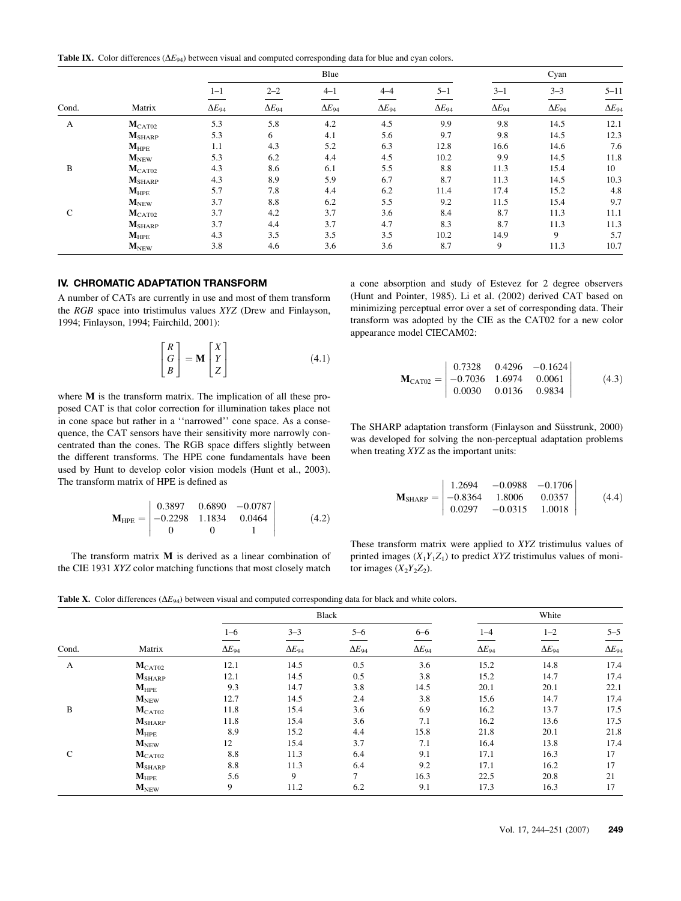**Table IX.** Color differences ($\Delta E_{94}$) between visual and computed corresponding data for blue and cyan colors.

| | | Blue | | | | | Cyan | | |
|---|---|---|---|---|---|---|---|---|---|
| | | 1–1 | 2–2 | 4–1 | 4–4 | 5–1 | 3–1 | 3–3 | 5–11 |
| Cond. | Matrix | $\Delta E_{94}$ | $\Delta E_{94}$ | $\Delta E_{94}$ | $\Delta E_{94}$ | $\Delta E_{94}$ | $\Delta E_{94}$ | $\Delta E_{94}$ | $\Delta E_{94}$ |
| A | $\mathbf{M}_{\mathrm{CAT02}}$ | 5.3 | 5.8 | 4.2 | 4.5 | 9.9 | 9.8 | 14.5 | 12.1 |
| | $\mathbf{M}_{\mathrm{SHARP}}$ | 5.3 | 6 | 4.1 | 5.6 | 9.7 | 9.8 | 14.5 | 12.3 |
| | $\mathbf{M}_{\mathrm{HPE}}$ | 1.1 | 4.3 | 5.2 | 6.3 | 12.8 | 16.6 | 14.6 | 7.6 |
| | $\mathbf{M}_{\mathrm{NEW}}$ | 5.3 | 6.2 | 4.4 | 4.5 | 10.2 | 9.9 | 14.5 | 11.8 |
| B | $\mathbf{M}_{\mathrm{CAT02}}$ | 4.3 | 8.6 | 6.1 | 5.5 | 8.8 | 11.3 | 15.4 | 10 |
| | $\mathbf{M}_{\mathrm{SHARP}}$ | 4.3 | 8.9 | 5.9 | 6.7 | 8.7 | 11.3 | 14.5 | 10.3 |
| | $\mathbf{M}_{\mathrm{HPE}}$ | 5.7 | 7.8 | 4.4 | 6.2 | 11.4 | 17.4 | 15.2 | 4.8 |
| | $\mathbf{M}_{\mathrm{NEW}}$ | 3.7 | 8.8 | 6.2 | 5.5 | 9.2 | 11.5 | 15.4 | 9.7 |
| C | $\mathbf{M}_{\mathrm{CAT02}}$ | 3.7 | 4.2 | 3.7 | 3.6 | 8.4 | 8.7 | 11.3 | 11.1 |
| | $\mathbf{M}_{\mathrm{SHARP}}$ | 3.7 | 4.4 | 3.7 | 4.7 | 8.3 | 8.7 | 11.3 | 11.3 |
| | $\mathbf{M}_{\mathrm{HPE}}$ | 4.3 | 3.5 | 3.5 | 3.5 | 10.2 | 14.9 | 9 | 5.7 |
| | $\mathbf{M}_{\mathrm{NEW}}$ | 3.8 | 4.6 | 3.6 | 3.6 | 8.7 | 9 | 11.3 | 10.7 |

## IV. CHROMATIC ADAPTATION TRANSFORM

A number of CATs are currently in use and most of them transform the *RGB* space into tristimulus values *XYZ* (Drew and Finlayson, 1994; Finlayson, 1994; Fairchild, 2001):

$$\begin{bmatrix} R \\ G \\ B \end{bmatrix} = \mathbf{M} \begin{bmatrix} X \\ Y \\ Z \end{bmatrix} \tag{4.1}$$

where $\mathbf{M}$ is the transform matrix. The implication of all these proposed CAT is that color correction for illumination takes place not in cone space but rather in a ''narrowed'' cone space. As a consequence, the CAT sensors have their sensitivity more narrowly concentrated than the cones. The RGB space differs slightly between the different transforms. The HPE cone fundamentals have been used by Hunt to develop color vision models (Hunt et al., 2003). The transform matrix of HPE is defined as

$$\mathbf{M}_{\mathrm{HPE}} = \begin{vmatrix} 0.3897 & 0.6890 & -0.0787 \\ -0.2298 & 1.1834 & 0.0464 \\ 0 & 0 & 1 \end{vmatrix} \tag{4.2}$$

The transform matrix $\mathbf{M}$ is derived as a linear combination of the CIE 1931 *XYZ* color matching functions that most closely match a cone absorption and study of Estevez for 2 degree observers (Hunt and Pointer, 1985). Li et al. (2002) derived CAT based on minimizing perceptual error over a set of corresponding data. Their transform was adopted by the CIE as the CAT02 for a new color appearance model CIECAM02:

$$\mathbf{M}_{\mathrm{CAT02}} = \begin{vmatrix} 0.7328 & 0.4296 & -0.1624 \\ -0.7036 & 1.6974 & 0.0061 \\ 0.0030 & 0.0136 & 0.9834 \end{vmatrix} \tag{4.3}$$

The SHARP adaptation transform (Finlayson and Süsstrunk, 2000) was developed for solving the non-perceptual adaptation problems when treating *XYZ* as the important units:

$$\mathbf{M}_{\mathrm{SHARP}} = \begin{vmatrix} 1.2694 & -0.0988 & -0.1706 \\ -0.8364 & 1.8006 & 0.0357 \\ 0.0297 & -0.0315 & 1.0018 \end{vmatrix} \tag{4.4}$$

These transform matrix were applied to *XYZ* tristimulus values of printed images ($X_1Y_1Z_1$) to predict *XYZ* tristimulus values of monitor images ($X_2Y_2Z_2$).

**Table X.** Color differences ($\Delta E_{94}$) between visual and computed corresponding data for black and white colors.

| | | Black | | | | White | | |
|---|---|---|---|---|---|---|---|---|
| | | 1–6 | 3–3 | 5–6 | 6–6 | 1–4 | 1–2 | 5–5 |
| Cond. | Matrix | $\Delta E_{94}$ | $\Delta E_{94}$ | $\Delta E_{94}$ | $\Delta E_{94}$ | $\Delta E_{94}$ | $\Delta E_{94}$ | $\Delta E_{94}$ |
| A | $\mathbf{M}_{\mathrm{CAT02}}$ | 12.1 | 14.5 | 0.5 | 3.6 | 15.2 | 14.8 | 17.4 |
| | $\mathbf{M}_{\mathrm{SHARP}}$ | 12.1 | 14.5 | 0.5 | 3.8 | 15.2 | 14.7 | 17.4 |
| | $\mathbf{M}_{\mathrm{HPE}}$ | 9.3 | 14.7 | 3.8 | 14.5 | 20.1 | 20.1 | 22.1 |
| | $\mathbf{M}_{\mathrm{NEW}}$ | 12.7 | 14.5 | 2.4 | 3.8 | 15.6 | 14.7 | 17.4 |
| B | $\mathbf{M}_{\mathrm{CAT02}}$ | 11.8 | 15.4 | 3.6 | 6.9 | 16.2 | 13.7 | 17.5 |
| | $\mathbf{M}_{\mathrm{SHARP}}$ | 11.8 | 15.4 | 3.6 | 7.1 | 16.2 | 13.6 | 17.5 |
| | $\mathbf{M}_{\mathrm{HPE}}$ | 8.9 | 15.2 | 4.4 | 15.8 | 21.8 | 20.1 | 21.8 |
| | $\mathbf{M}_{\mathrm{NEW}}$ | 12 | 15.4 | 3.7 | 7.1 | 16.4 | 13.8 | 17.4 |
| C | $\mathbf{M}_{\mathrm{CAT02}}$ | 8.8 | 11.3 | 6.4 | 9.1 | 17.1 | 16.3 | 17 |
| | $\mathbf{M}_{\mathrm{SHARP}}$ | 8.8 | 11.3 | 6.4 | 9.2 | 17.1 | 16.2 | 17 |
| | $\mathbf{M}_{\mathrm{HPE}}$ | 5.6 | 9 | 7 | 16.3 | 22.5 | 20.8 | 21 |
| | $\mathbf{M}_{\mathrm{NEW}}$ | 9 | 11.2 | 6.2 | 9.1 | 17.3 | 16.3 | 17 |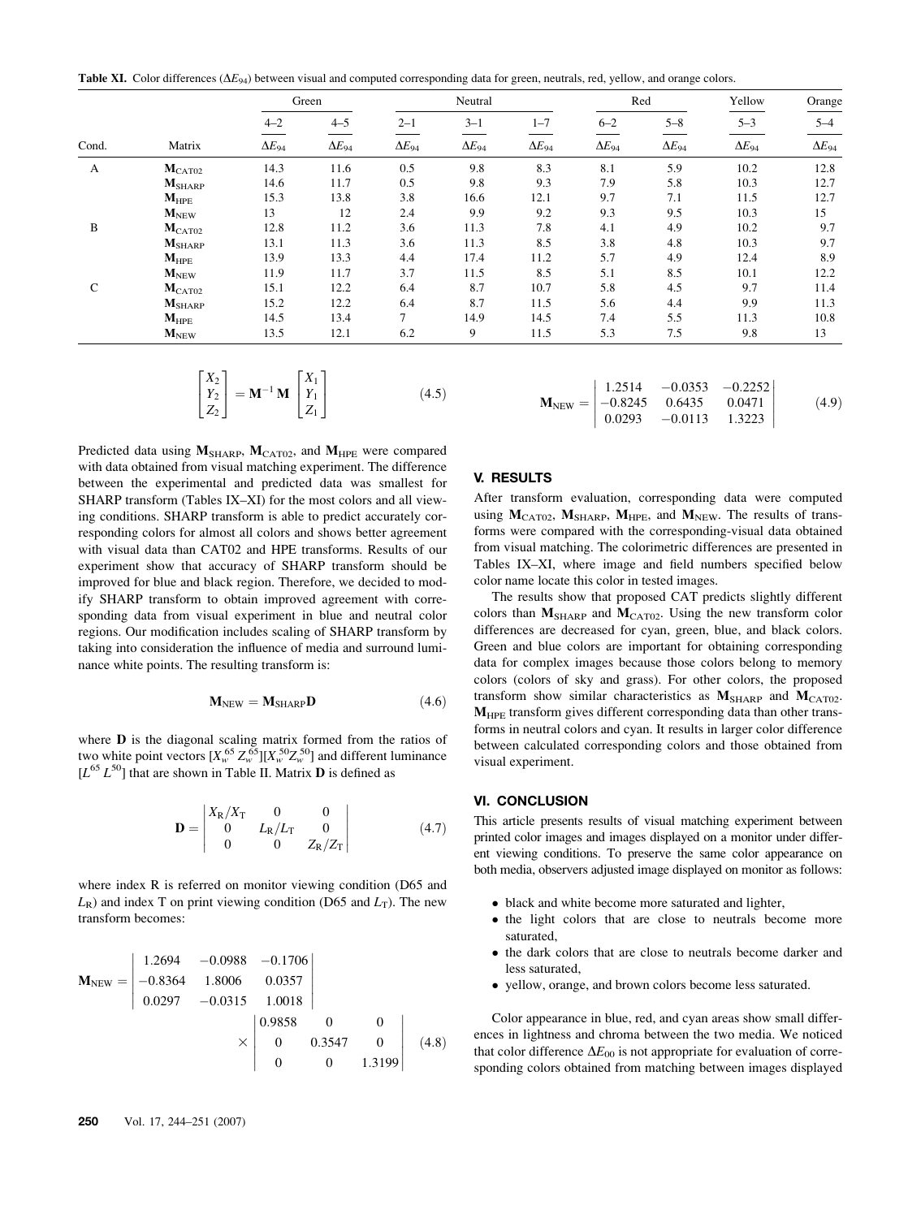**Table XI.** Color differences ($\Delta E_{94}$) between visual and computed corresponding data for green, neutrals, red, yellow, and orange colors.

| | | Green | | Neutral | | | Red | | Yellow | Orange |
|---|---|---|---|---|---|---|---|---|---|---|
| | | 4–2 | 4–5 | 2–1 | 3–1 | 1–7 | 6–2 | 5–8 | 5–3 | 5–4 |
| Cond. | Matrix | $\Delta E_{94}$ | $\Delta E_{94}$ | $\Delta E_{94}$ | $\Delta E_{94}$ | $\Delta E_{94}$ | $\Delta E_{94}$ | $\Delta E_{94}$ | $\Delta E_{94}$ | $\Delta E_{94}$ |
| A | $\mathbf{M}_{\text{CAT02}}$ | 14.3 | 11.6 | 0.5 | 9.8 | 8.3 | 8.1 | 5.9 | 10.2 | 12.8 |
| | $\mathbf{M}_{\text{SHARP}}$ | 14.6 | 11.7 | 0.5 | 9.8 | 9.3 | 7.9 | 5.8 | 10.3 | 12.7 |
| | $\mathbf{M}_{\text{HPE}}$ | 15.3 | 13.8 | 3.8 | 16.6 | 12.1 | 9.7 | 7.1 | 11.5 | 12.7 |
| | $\mathbf{M}_{\text{NEW}}$ | 13 | 12 | 2.4 | 9.9 | 9.2 | 9.3 | 9.5 | 10.3 | 15 |
| B | $\mathbf{M}_{\text{CAT02}}$ | 12.8 | 11.2 | 3.6 | 11.3 | 7.8 | 4.1 | 4.9 | 10.2 | 9.7 |
| | $\mathbf{M}_{\text{SHARP}}$ | 13.1 | 11.3 | 3.6 | 11.3 | 8.5 | 3.8 | 4.8 | 10.3 | 9.7 |
| | $\mathbf{M}_{\text{HPE}}$ | 13.9 | 13.3 | 4.4 | 17.4 | 11.2 | 5.7 | 4.9 | 12.4 | 8.9 |
| | $\mathbf{M}_{\text{NEW}}$ | 11.9 | 11.7 | 3.7 | 11.5 | 8.5 | 5.1 | 8.5 | 10.1 | 12.2 |
| C | $\mathbf{M}_{\text{CAT02}}$ | 15.1 | 12.2 | 6.4 | 8.7 | 10.7 | 5.8 | 4.5 | 9.7 | 11.4 |
| | $\mathbf{M}_{\text{SHARP}}$ | 15.2 | 12.2 | 6.4 | 8.7 | 11.5 | 5.6 | 4.4 | 9.9 | 11.3 |
| | $\mathbf{M}_{\text{HPE}}$ | 14.5 | 13.4 | 7 | 14.9 | 14.5 | 7.4 | 5.5 | 11.3 | 10.8 |
| | $\mathbf{M}_{\text{NEW}}$ | 13.5 | 12.1 | 6.2 | 9 | 11.5 | 5.3 | 7.5 | 9.8 | 13 |

$$\begin{bmatrix} X_2 \\ Y_2 \\ Z_2 \end{bmatrix} = \mathbf{M}^{-1}\mathbf{M}\begin{bmatrix} X_1 \\ Y_1 \\ Z_1 \end{bmatrix} \tag{4.5}$$

Predicted data using $\mathbf{M}_{\text{SHARP}}$, $\mathbf{M}_{\text{CAT02}}$, and $\mathbf{M}_{\text{HPE}}$ were compared with data obtained from visual matching experiment. The difference between the experimental and predicted data was smallest for SHARP transform (Tables IX–XI) for the most colors and all viewing conditions. SHARP transform is able to predict accurately corresponding colors for almost all colors and shows better agreement with visual data than CAT02 and HPE transforms. Results of our experiment show that accuracy of SHARP transform should be improved for blue and black region. Therefore, we decided to modify SHARP transform to obtain improved agreement with corresponding data from visual experiment in blue and neutral color regions. Our modification includes scaling of SHARP transform by taking into consideration the influence of media and surround luminance white points. The resulting transform is:

$$\mathbf{M}_{\text{NEW}} = \mathbf{M}_{\text{SHARP}}\mathbf{D} \tag{4.6}$$

where $\mathbf{D}$ is the diagonal scaling matrix formed from the ratios of two white point vectors $[X_w^{65}\, Z_w^{65}][X_w^{50} Z_w^{50}]$ and different luminance $[L^{65}\, L^{50}]$ that are shown in Table II. Matrix $\mathbf{D}$ is defined as

$$\mathbf{D} = \begin{vmatrix} X_R/X_T & 0 & 0 \\ 0 & L_R/L_T & 0 \\ 0 & 0 & Z_R/Z_T \end{vmatrix} \tag{4.7}$$

where index R is referred on monitor viewing condition (D65 and $L_R$) and index T on print viewing condition (D65 and $L_T$). The new transform becomes:

$$\mathbf{M}_{\text{NEW}} = \begin{vmatrix} 1.2694 & -0.0988 & -0.1706 \\ -0.8364 & 1.8006 & 0.0357 \\ 0.0297 & -0.0315 & 1.0018 \end{vmatrix} \times \begin{vmatrix} 0.9858 & 0 & 0 \\ 0 & 0.3547 & 0 \\ 0 & 0 & 1.3199 \end{vmatrix} \tag{4.8}$$

$$\mathbf{M}_{\text{NEW}} = \begin{vmatrix} 1.2514 & -0.0353 & -0.2252 \\ -0.8245 & 0.6435 & 0.0471 \\ 0.0293 & -0.0113 & 1.3223 \end{vmatrix} \tag{4.9}$$

## V. RESULTS

After transform evaluation, corresponding data were computed using $\mathbf{M}_{\text{CAT02}}$, $\mathbf{M}_{\text{SHARP}}$, $\mathbf{M}_{\text{HPE}}$, and $\mathbf{M}_{\text{NEW}}$. The results of transforms were compared with the corresponding-visual data obtained from visual matching. The colorimetric differences are presented in Tables IX–XI, where image and field numbers specified below color name locate this color in tested images.

The results show that proposed CAT predicts slightly different colors than $\mathbf{M}_{\text{SHARP}}$ and $\mathbf{M}_{\text{CAT02}}$. Using the new transform color differences are decreased for cyan, green, blue, and black colors. Green and blue colors are important for obtaining corresponding data for complex images because those colors belong to memory colors (colors of sky and grass). For other colors, the proposed transform show similar characteristics as $\mathbf{M}_{\text{SHARP}}$ and $\mathbf{M}_{\text{CAT02}}$. $\mathbf{M}_{\text{HPE}}$ transform gives different corresponding data than other transforms in neutral colors and cyan. It results in larger color difference between calculated corresponding colors and those obtained from visual experiment.

## VI. CONCLUSION

This article presents results of visual matching experiment between printed color images and images displayed on a monitor under different viewing conditions. To preserve the same color appearance on both media, observers adjusted image displayed on monitor as follows:

- black and white become more saturated and lighter,
- the light colors that are close to neutrals become more saturated,
- the dark colors that are close to neutrals become darker and less saturated,
- yellow, orange, and brown colors become less saturated.

Color appearance in blue, red, and cyan areas show small differences in lightness and chroma between the two media. We noticed that color difference $\Delta E_{00}$ is not appropriate for evaluation of corresponding colors obtained from matching between images displayed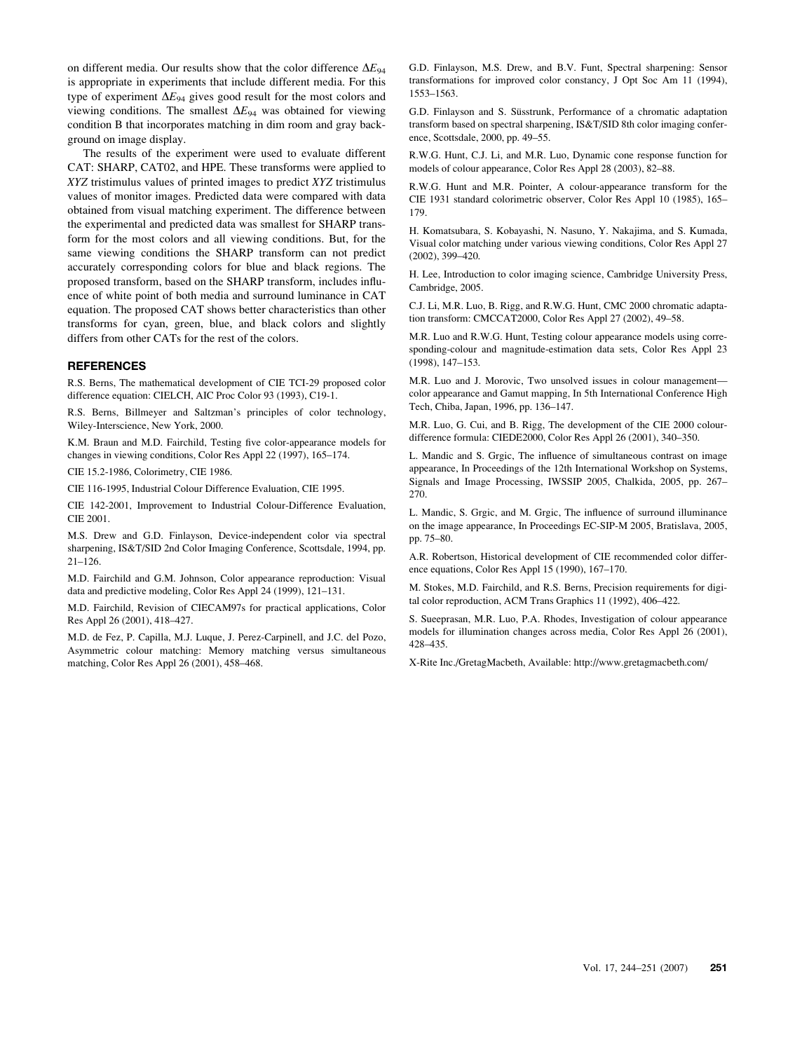on different media. Our results show that the color difference $\Delta E_{94}$ is appropriate in experiments that include different media. For this type of experiment $\Delta E_{94}$ gives good result for the most colors and viewing conditions. The smallest $\Delta E_{94}$ was obtained for viewing condition B that incorporates matching in dim room and gray background on image display.

The results of the experiment were used to evaluate different CAT: SHARP, CAT02, and HPE. These transforms were applied to *XYZ* tristimulus values of printed images to predict *XYZ* tristimulus values of monitor images. Predicted data were compared with data obtained from visual matching experiment. The difference between the experimental and predicted data was smallest for SHARP transform for the most colors and all viewing conditions. But, for the same viewing conditions the SHARP transform can not predict accurately corresponding colors for blue and black regions. The proposed transform, based on the SHARP transform, includes influence of white point of both media and surround luminance in CAT equation. The proposed CAT shows better characteristics than other transforms for cyan, green, blue, and black colors and slightly differs from other CATs for the rest of the colors.

## REFERENCES

R.S. Berns, The mathematical development of CIE TCI-29 proposed color difference equation: CIELCH, AIC Proc Color 93 (1993), C19-1.

R.S. Berns, Billmeyer and Saltzman's principles of color technology, Wiley-Interscience, New York, 2000.

K.M. Braun and M.D. Fairchild, Testing five color-appearance models for changes in viewing conditions, Color Res Appl 22 (1997), 165–174.

CIE 15.2-1986, Colorimetry, CIE 1986.

CIE 116-1995, Industrial Colour Difference Evaluation, CIE 1995.

CIE 142-2001, Improvement to Industrial Colour-Difference Evaluation, CIE 2001.

M.S. Drew and G.D. Finlayson, Device-independent color via spectral sharpening, IS&T/SID 2nd Color Imaging Conference, Scottsdale, 1994, pp. 21–126.

M.D. Fairchild and G.M. Johnson, Color appearance reproduction: Visual data and predictive modeling, Color Res Appl 24 (1999), 121–131.

M.D. Fairchild, Revision of CIECAM97s for practical applications, Color Res Appl 26 (2001), 418–427.

M.D. de Fez, P. Capilla, M.J. Luque, J. Perez-Carpinell, and J.C. del Pozo, Asymmetric colour matching: Memory matching versus simultaneous matching, Color Res Appl 26 (2001), 458–468.

G.D. Finlayson, M.S. Drew, and B.V. Funt, Spectral sharpening: Sensor transformations for improved color constancy, J Opt Soc Am 11 (1994), 1553–1563.

G.D. Finlayson and S. Süsstrunk, Performance of a chromatic adaptation transform based on spectral sharpening, IS&T/SID 8th color imaging conference, Scottsdale, 2000, pp. 49–55.

R.W.G. Hunt, C.J. Li, and M.R. Luo, Dynamic cone response function for models of colour appearance, Color Res Appl 28 (2003), 82–88.

R.W.G. Hunt and M.R. Pointer, A colour-appearance transform for the CIE 1931 standard colorimetric observer, Color Res Appl 10 (1985), 165–179.

H. Komatsubara, S. Kobayashi, N. Nasuno, Y. Nakajima, and S. Kumada, Visual color matching under various viewing conditions, Color Res Appl 27 (2002), 399–420.

H. Lee, Introduction to color imaging science, Cambridge University Press, Cambridge, 2005.

C.J. Li, M.R. Luo, B. Rigg, and R.W.G. Hunt, CMC 2000 chromatic adaptation transform: CMCCAT2000, Color Res Appl 27 (2002), 49–58.

M.R. Luo and R.W.G. Hunt, Testing colour appearance models using corresponding-colour and magnitude-estimation data sets, Color Res Appl 23 (1998), 147–153.

M.R. Luo and J. Morovic, Two unsolved issues in colour management—color appearance and Gamut mapping, In 5th International Conference High Tech, Chiba, Japan, 1996, pp. 136–147.

M.R. Luo, G. Cui, and B. Rigg, The development of the CIE 2000 colour-difference formula: CIEDE2000, Color Res Appl 26 (2001), 340–350.

L. Mandic and S. Grgic, The influence of simultaneous contrast on image appearance, In Proceedings of the 12th International Workshop on Systems, Signals and Image Processing, IWSSIP 2005, Chalkida, 2005, pp. 267–270.

L. Mandic, S. Grgic, and M. Grgic, The influence of surround illuminance on the image appearance, In Proceedings EC-SIP-M 2005, Bratislava, 2005, pp. 75–80.

A.R. Robertson, Historical development of CIE recommended color difference equations, Color Res Appl 15 (1990), 167–170.

M. Stokes, M.D. Fairchild, and R.S. Berns, Precision requirements for digital color reproduction, ACM Trans Graphics 11 (1992), 406–422.

S. Sueeprasan, M.R. Luo, P.A. Rhodes, Investigation of colour appearance models for illumination changes across media, Color Res Appl 26 (2001), 428–435.

X-Rite Inc./GretagMacbeth, Available: http://www.gretagmacbeth.com/